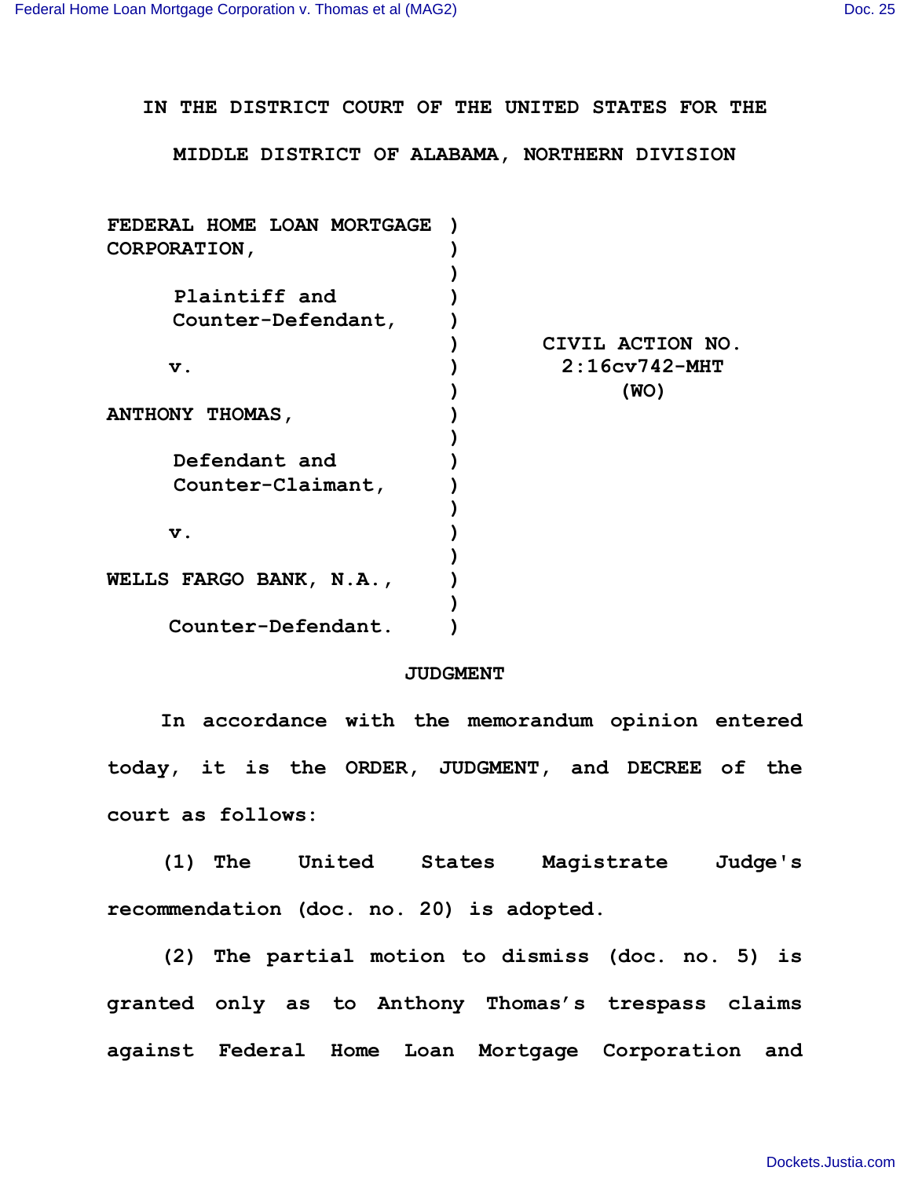# IN THE DISTRICT COURT OF THE UNITED STATES FOR THE MIDDLE DISTRICT OF ALABAMA, NORTHERN DIVISION

**FEDERAL HOME LOAN MORTGAGE CORPORATION,**

**Plaintiff and Counter-Defendant,**

**v.**

**ANTHONY THOMAS,**

**Defendant and Counter-Claimant,**

**v.**

**WELLS FARGO BANK, N.A.,**

**Counter-Defendant.**

**CIVIL ACTION NO. 2:16cv742-MHT (WO)**

## JUDGMENT

In accordance with the memorandum opinion entered today, it is the ORDER, JUDGMENT, and DECREE of the court as follows:

(1) The United States Magistrate Judge's recommendation (doc. no. 20) is adopted.

(2) The partial motion to dismiss (doc. no. 5) is granted only as to Anthony Thomas's trespass claims against Federal Home Loan Mortgage Corporation and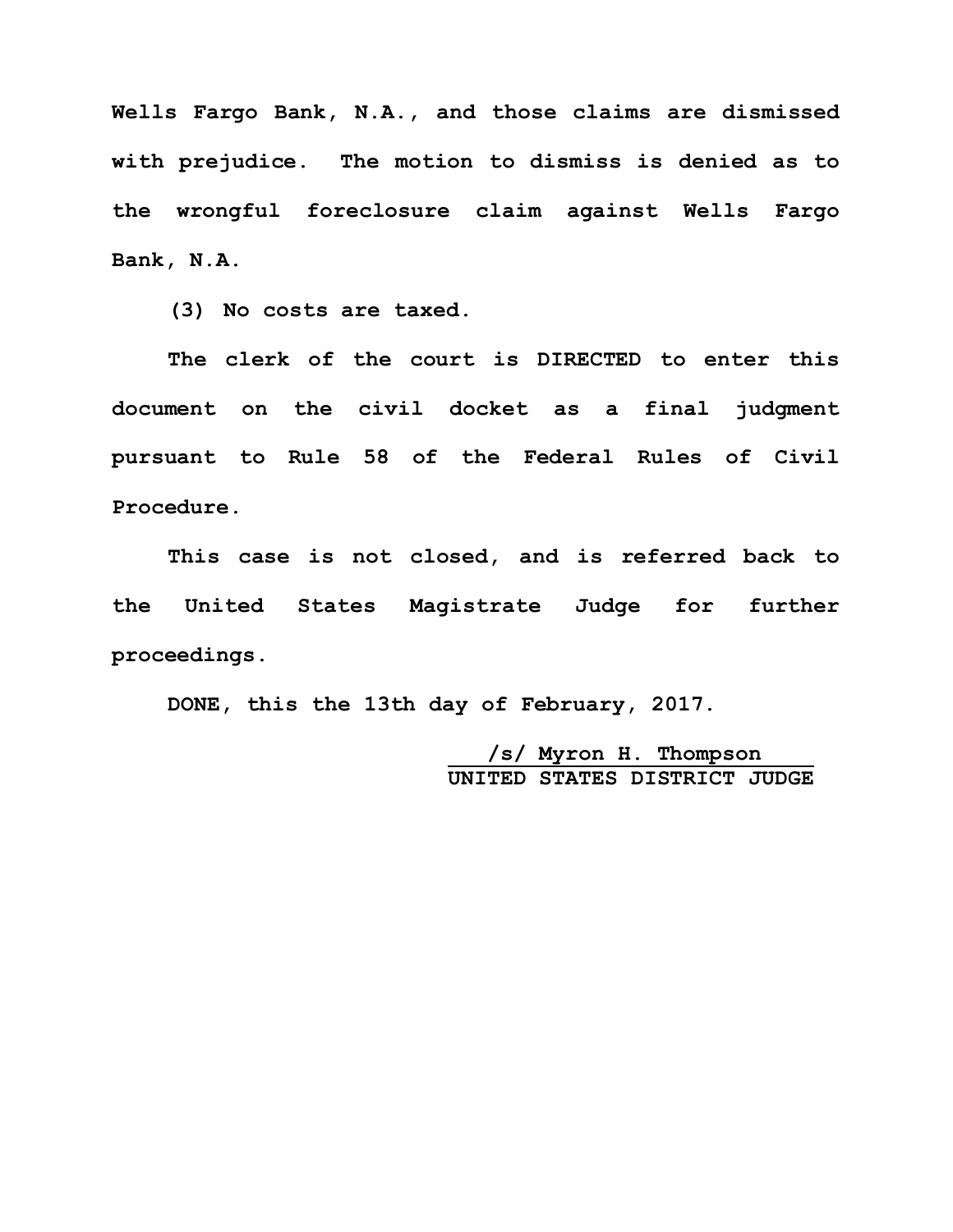**Wells Fargo Bank, N.A., and those claims are dismissed with prejudice. The motion to dismiss is denied as to the wrongful foreclosure claim against Wells Fargo Bank, N.A.**

**(3) No costs are taxed.**

**The clerk of the court is DIRECTED to enter this document on the civil docket as a final judgment pursuant to Rule 58 of the Federal Rules of Civil Procedure.**

**This case is not closed, and is referred back to the United States Magistrate Judge for further proceedings.**

**DONE, this the 13th day of February, 2017.**

**/s/ Myron H. Thompson**
**UNITED STATES DISTRICT JUDGE**